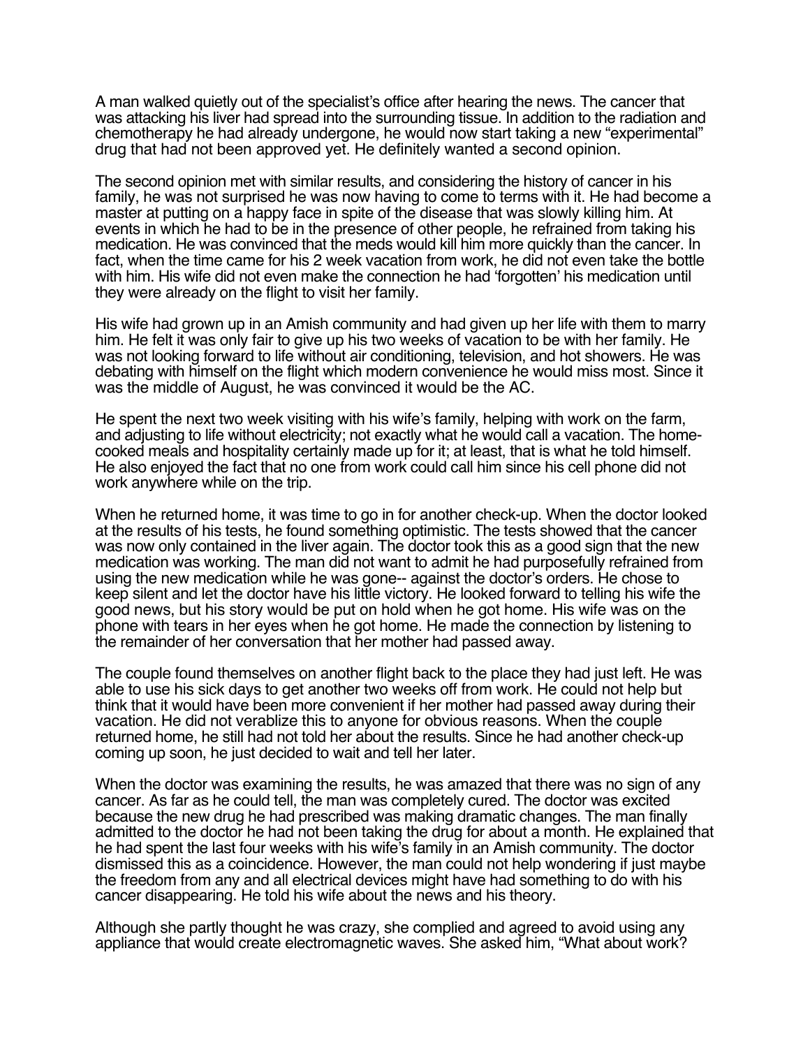A man walked quietly out of the specialist's office after hearing the news. The cancer that was attacking his liver had spread into the surrounding tissue. In addition to the radiation and chemotherapy he had already undergone, he would now start taking a new "experimental" drug that had not been approved yet. He definitely wanted a second opinion.

The second opinion met with similar results, and considering the history of cancer in his family, he was not surprised he was now having to come to terms with it. He had become a master at putting on a happy face in spite of the disease that was slowly killing him. At events in which he had to be in the presence of other people, he refrained from taking his medication. He was convinced that the meds would kill him more quickly than the cancer. In fact, when the time came for his 2 week vacation from work, he did not even take the bottle with him. His wife did not even make the connection he had 'forgotten' his medication until they were already on the flight to visit her family.

His wife had grown up in an Amish community and had given up her life with them to marry him. He felt it was only fair to give up his two weeks of vacation to be with her family. He was not looking forward to life without air conditioning, television, and hot showers. He was debating with himself on the flight which modern convenience he would miss most. Since it was the middle of August, he was convinced it would be the AC.

He spent the next two week visiting with his wife's family, helping with work on the farm, and adjusting to life without electricity; not exactly what he would call a vacation. The home-cooked meals and hospitality certainly made up for it; at least, that is what he told himself. He also enjoyed the fact that no one from work could call him since his cell phone did not work anywhere while on the trip.

When he returned home, it was time to go in for another check-up. When the doctor looked at the results of his tests, he found something optimistic. The tests showed that the cancer was now only contained in the liver again. The doctor took this as a good sign that the new medication was working. The man did not want to admit he had purposefully refrained from using the new medication while he was gone-- against the doctor's orders. He chose to keep silent and let the doctor have his little victory. He looked forward to telling his wife the good news, but his story would be put on hold when he got home. His wife was on the phone with tears in her eyes when he got home. He made the connection by listening to the remainder of her conversation that her mother had passed away.

The couple found themselves on another flight back to the place they had just left. He was able to use his sick days to get another two weeks off from work. He could not help but think that it would have been more convenient if her mother had passed away during their vacation. He did not verablize this to anyone for obvious reasons. When the couple returned home, he still had not told her about the results. Since he had another check-up coming up soon, he just decided to wait and tell her later.

When the doctor was examining the results, he was amazed that there was no sign of any cancer. As far as he could tell, the man was completely cured. The doctor was excited because the new drug he had prescribed was making dramatic changes. The man finally admitted to the doctor he had not been taking the drug for about a month. He explained that he had spent the last four weeks with his wife's family in an Amish community. The doctor dismissed this as a coincidence. However, the man could not help wondering if just maybe the freedom from any and all electrical devices might have had something to do with his cancer disappearing. He told his wife about the news and his theory.

Although she partly thought he was crazy, she complied and agreed to avoid using any appliance that would create electromagnetic waves. She asked him, "What about work?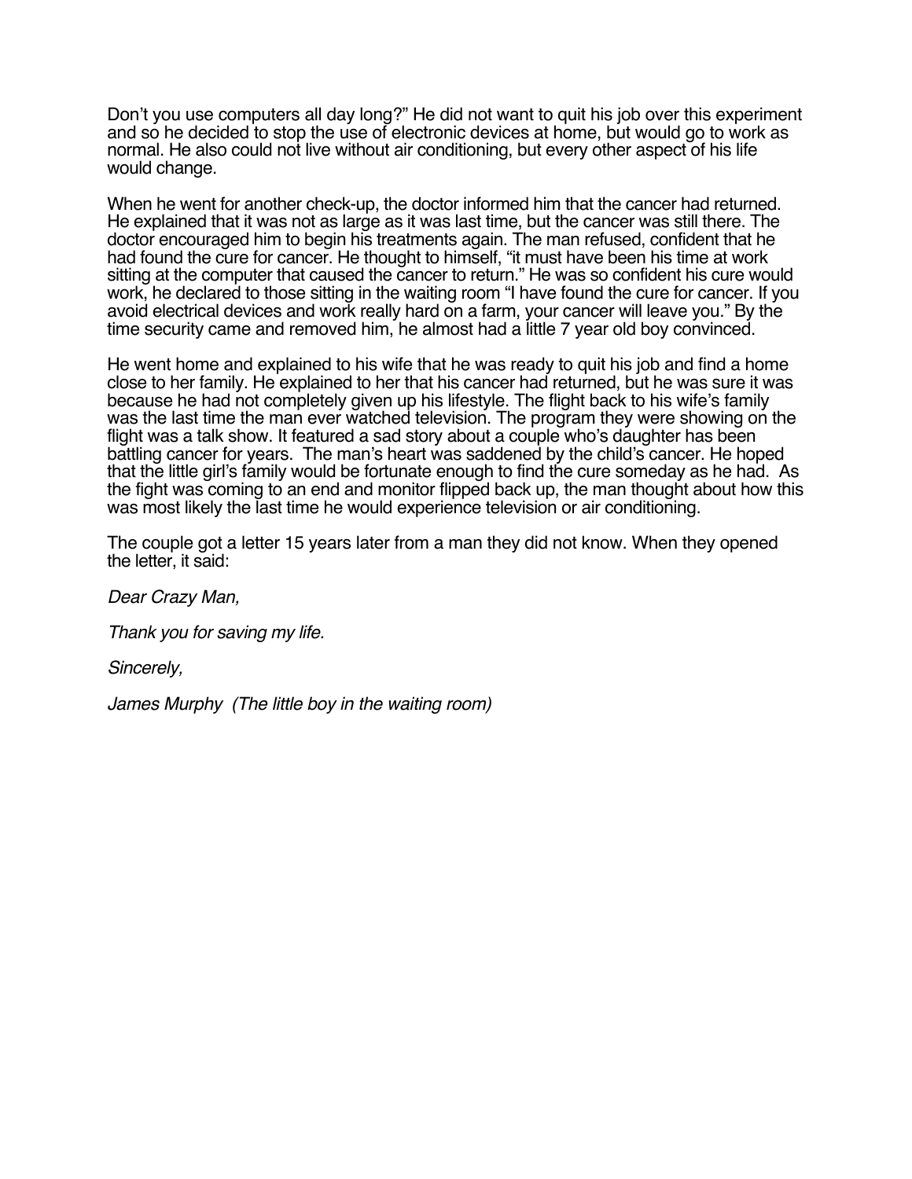Don't you use computers all day long?" He did not want to quit his job over this experiment and so he decided to stop the use of electronic devices at home, but would go to work as normal. He also could not live without air conditioning, but every other aspect of his life would change.

When he went for another check-up, the doctor informed him that the cancer had returned. He explained that it was not as large as it was last time, but the cancer was still there. The doctor encouraged him to begin his treatments again. The man refused, confident that he had found the cure for cancer. He thought to himself, "it must have been his time at work sitting at the computer that caused the cancer to return." He was so confident his cure would work, he declared to those sitting in the waiting room "I have found the cure for cancer. If you avoid electrical devices and work really hard on a farm, your cancer will leave you." By the time security came and removed him, he almost had a little 7 year old boy convinced.

He went home and explained to his wife that he was ready to quit his job and find a home close to her family. He explained to her that his cancer had returned, but he was sure it was because he had not completely given up his lifestyle. The flight back to his wife's family was the last time the man ever watched television. The program they were showing on the flight was a talk show. It featured a sad story about a couple who's daughter has been battling cancer for years. The man's heart was saddened by the child's cancer. He hoped that the little girl's family would be fortunate enough to find the cure someday as he had. As the fight was coming to an end and monitor flipped back up, the man thought about how this was most likely the last time he would experience television or air conditioning.

The couple got a letter 15 years later from a man they did not know. When they opened the letter, it said:

*Dear Crazy Man,*

*Thank you for saving my life.*

*Sincerely,*

*James Murphy (The little boy in the waiting room)*